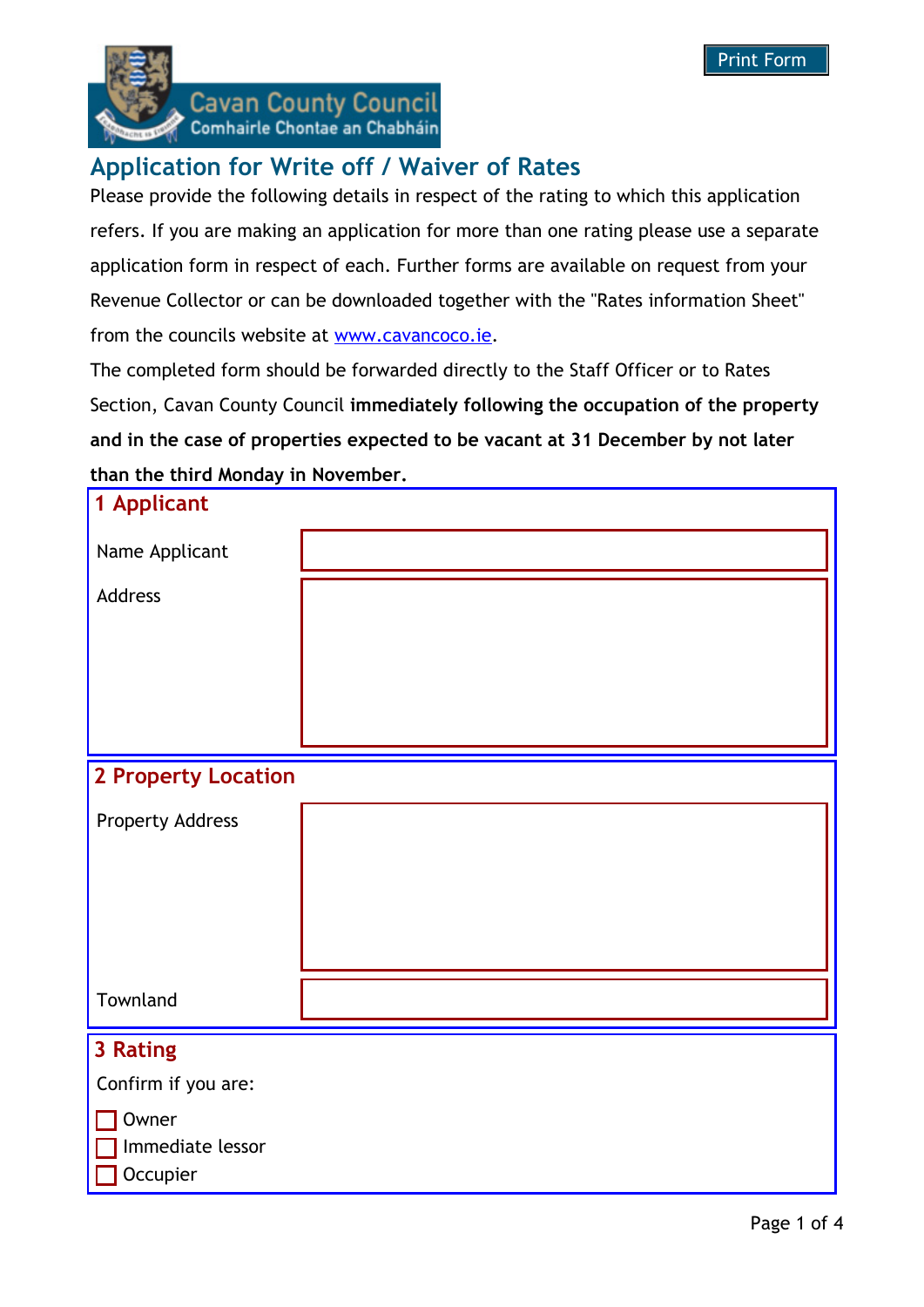Cavan County Council
Comhairle Chontae an Chabháin

Print Form

# Application for Write off / Waiver of Rates

Please provide the following details in respect of the rating to which this application refers. If you are making an application for more than one rating please use a separate application form in respect of each. Further forms are available on request from your Revenue Collector or can be downloaded together with the "Rates information Sheet" from the councils website at www.cavancoco.ie.

The completed form should be forwarded directly to the Staff Officer or to Rates Section, Cavan County Council **immediately following the occupation of the property and in the case of properties expected to be vacant at 31 December by not later than the third Monday in November.**

## 1 Applicant

Name Applicant

Address

## 2 Property Location

Property Address

Townland

## 3 Rating

Confirm if you are:

- ☐ Owner
- ☐ Immediate lessor
- ☐ Occupier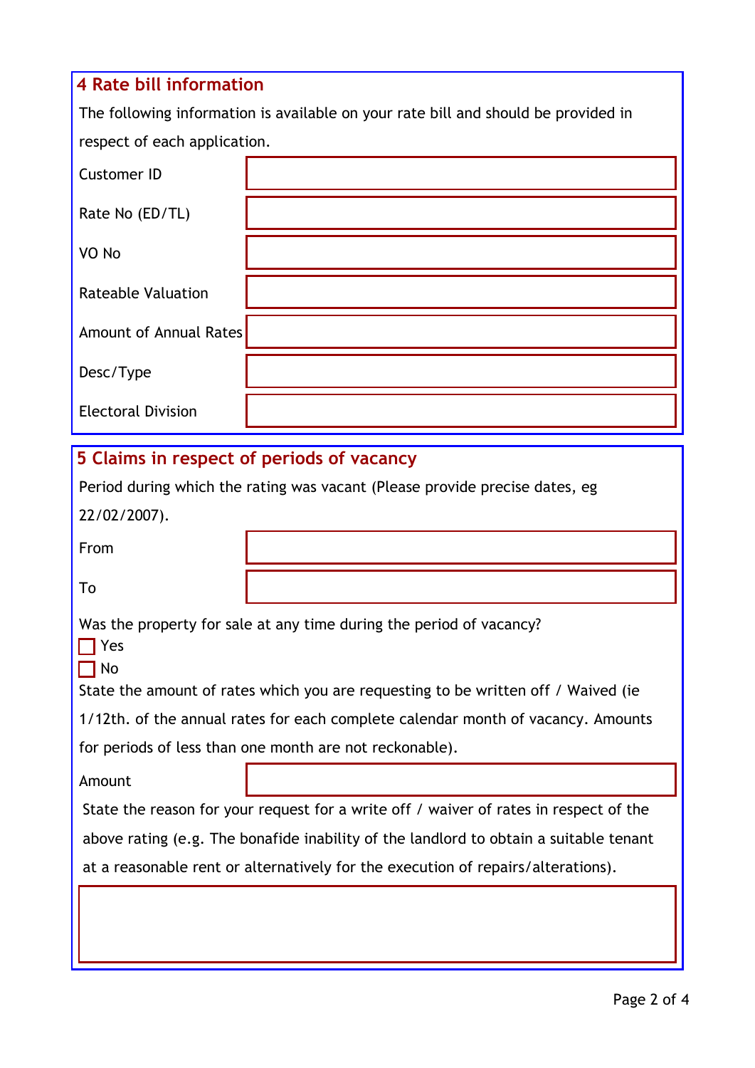## 4 Rate bill information

The following information is available on your rate bill and should be provided in respect of each application.

| | |
|---|---|
| Customer ID | |
| Rate No (ED/TL) | |
| VO No | |
| Rateable Valuation | |
| Amount of Annual Rates | |
| Desc/Type | |
| Electoral Division | |

## 5 Claims in respect of periods of vacancy

Period during which the rating was vacant (Please provide precise dates, eg 22/02/2007).

| | |
|---|---|
| From | |
| To | |

Was the property for sale at any time during the period of vacancy?

- [ ] Yes
- [ ] No

State the amount of rates which you are requesting to be written off / Waived (ie 1/12th. of the annual rates for each complete calendar month of vacancy. Amounts for periods of less than one month are not reckonable).

| | |
|---|---|
| Amount | |

State the reason for your request for a write off / waiver of rates in respect of the above rating (e.g. The bonafide inability of the landlord to obtain a suitable tenant at a reasonable rent or alternatively for the execution of repairs/alterations).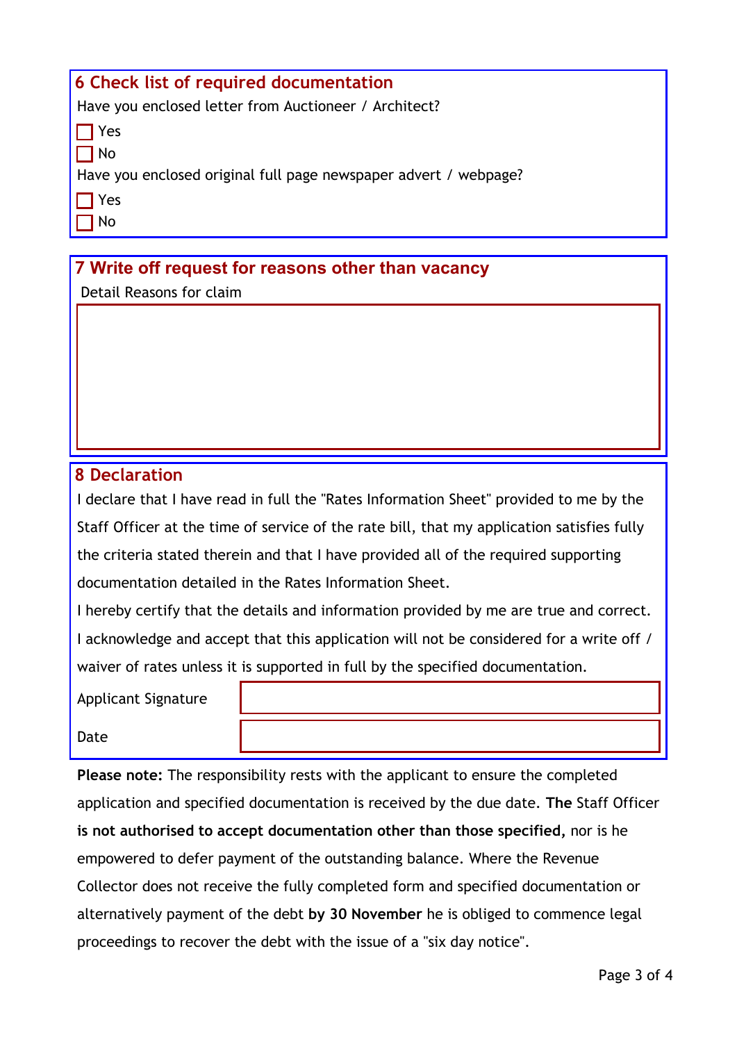## 6 Check list of required documentation

Have you enclosed letter from Auctioneer / Architect?

- [ ] Yes
- [ ] No

Have you enclosed original full page newspaper advert / webpage?

- [ ] Yes
- [ ] No

## 7 Write off request for reasons other than vacancy

Detail Reasons for claim

## 8 Declaration

I declare that I have read in full the "Rates Information Sheet" provided to me by the Staff Officer at the time of service of the rate bill, that my application satisfies fully the criteria stated therein and that I have provided all of the required supporting documentation detailed in the Rates Information Sheet.

I hereby certify that the details and information provided by me are true and correct.

I acknowledge and accept that this application will not be considered for a write off / waiver of rates unless it is supported in full by the specified documentation.

Applicant Signature

Date

**Please note:** The responsibility rests with the applicant to ensure the completed application and specified documentation is received by the due date. **The** Staff Officer **is not authorised to accept documentation other than those specified,** nor is he empowered to defer payment of the outstanding balance. Where the Revenue Collector does not receive the fully completed form and specified documentation or alternatively payment of the debt **by 30 November** he is obliged to commence legal proceedings to recover the debt with the issue of a "six day notice".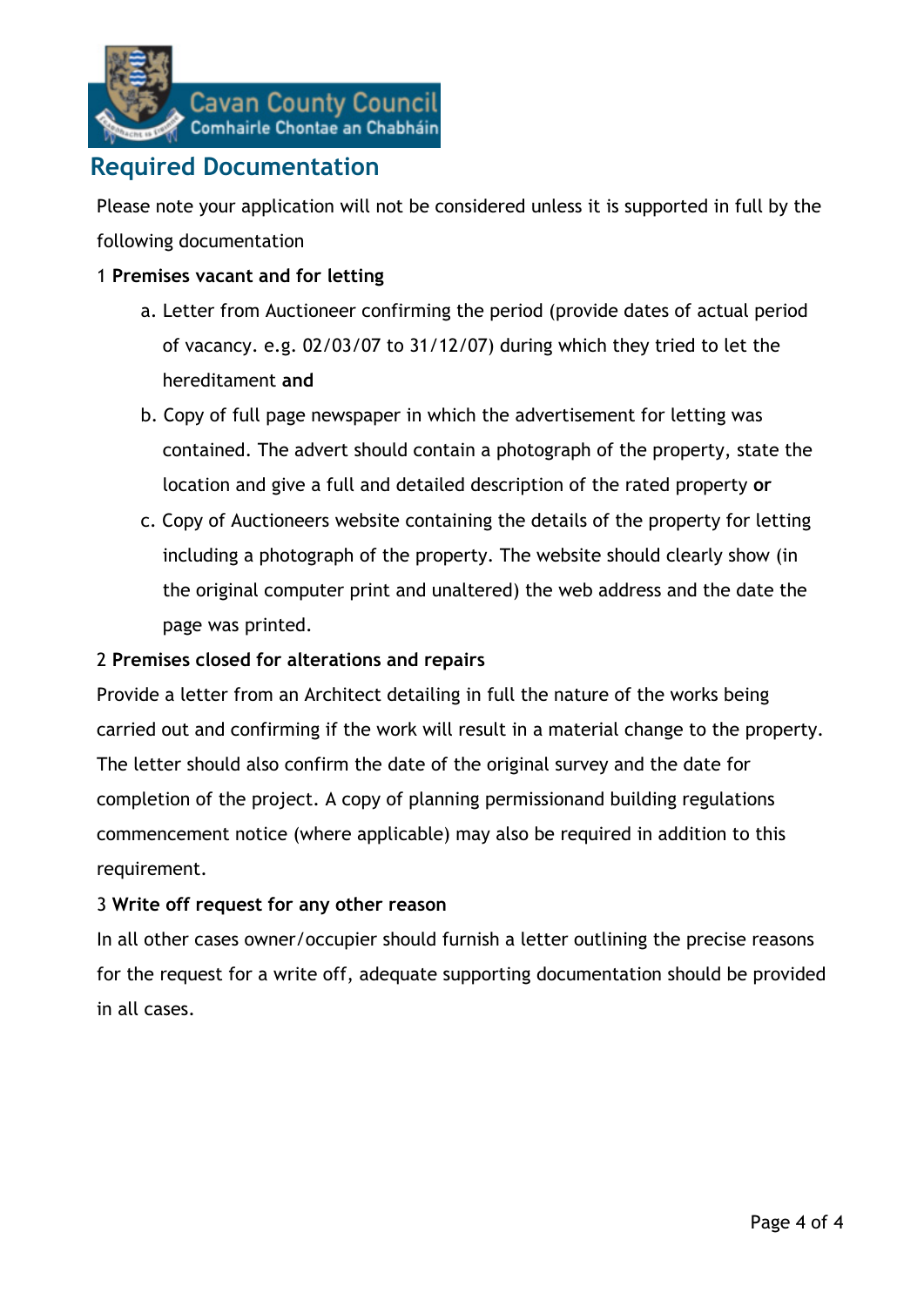Cavan County Council
Comhairle Chontae an Chabháin

## Required Documentation

Please note your application will not be considered unless it is supported in full by the following documentation

1 **Premises vacant and for letting**

a. Letter from Auctioneer confirming the period (provide dates of actual period of vacancy. e.g. 02/03/07 to 31/12/07) during which they tried to let the hereditament **and**

b. Copy of full page newspaper in which the advertisement for letting was contained. The advert should contain a photograph of the property, state the location and give a full and detailed description of the rated property **or**

c. Copy of Auctioneers website containing the details of the property for letting including a photograph of the property. The website should clearly show (in the original computer print and unaltered) the web address and the date the page was printed.

2 **Premises closed for alterations and repairs**

Provide a letter from an Architect detailing in full the nature of the works being carried out and confirming if the work will result in a material change to the property. The letter should also confirm the date of the original survey and the date for completion of the project. A copy of planning permissionand building regulations commencement notice (where applicable) may also be required in addition to this requirement.

3 **Write off request for any other reason**

In all other cases owner/occupier should furnish a letter outlining the precise reasons for the request for a write off, adequate supporting documentation should be provided in all cases.